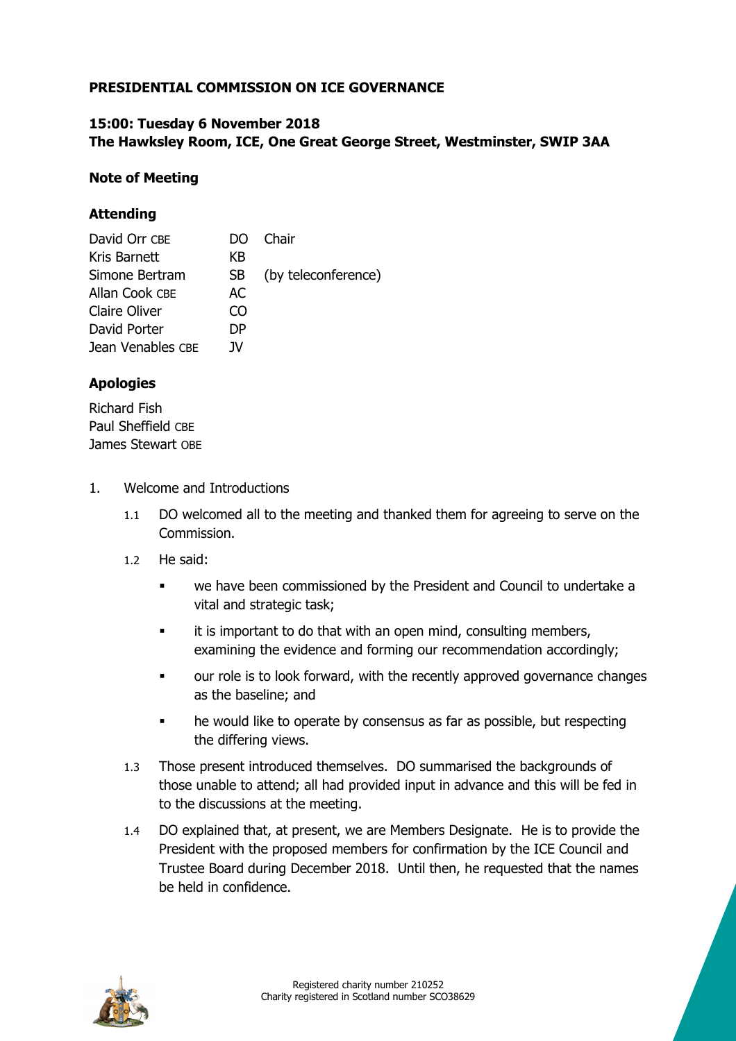## PRESIDENTIAL COMMISSION ON ICE GOVERNANCE

### 15:00: Tuesday 6 November 2018
### The Hawksley Room, ICE, One Great George Street, Westminster, SWIP 3AA

### Note of Meeting

### Attending

| | | |
|---|---|---|
| David Orr CBE | DO | Chair |
| Kris Barnett | KB | |
| Simone Bertram | SB | (by teleconference) |
| Allan Cook CBE | AC | |
| Claire Oliver | CO | |
| David Porter | DP | |
| Jean Venables CBE | JV | |

### Apologies

Richard Fish
Paul Sheffield CBE
James Stewart OBE

1. Welcome and Introductions

   1.1 DO welcomed all to the meeting and thanked them for agreeing to serve on the Commission.

   1.2 He said:

   - we have been commissioned by the President and Council to undertake a vital and strategic task;
   - it is important to do that with an open mind, consulting members, examining the evidence and forming our recommendation accordingly;
   - our role is to look forward, with the recently approved governance changes as the baseline; and
   - he would like to operate by consensus as far as possible, but respecting the differing views.

   1.3 Those present introduced themselves. DO summarised the backgrounds of those unable to attend; all had provided input in advance and this will be fed in to the discussions at the meeting.

   1.4 DO explained that, at present, we are Members Designate. He is to provide the President with the proposed members for confirmation by the ICE Council and Trustee Board during December 2018. Until then, he requested that the names be held in confidence.

Registered charity number 210252
Charity registered in Scotland number SCO38629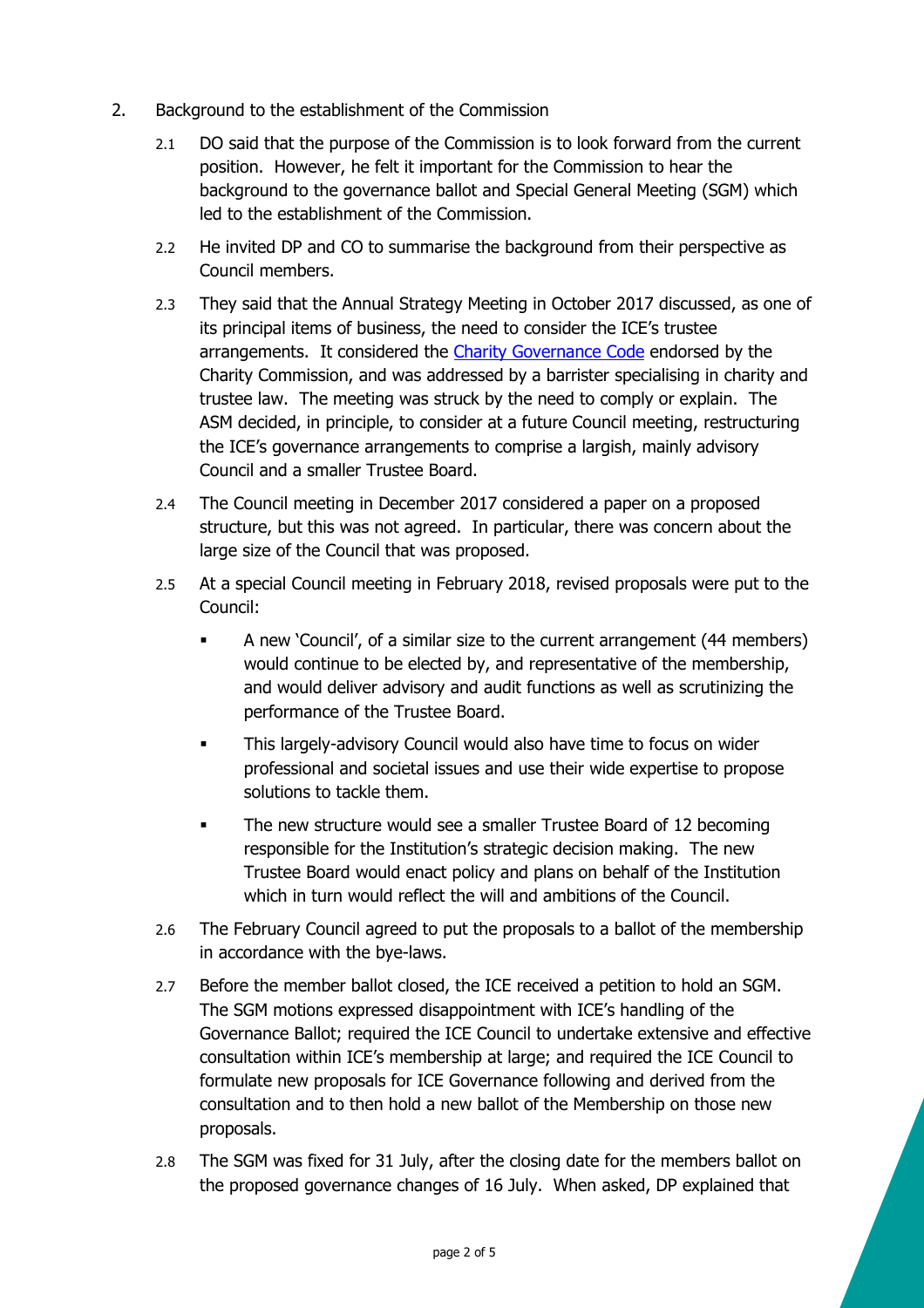2. Background to the establishment of the Commission

   2.1 DO said that the purpose of the Commission is to look forward from the current position. However, he felt it important for the Commission to hear the background to the governance ballot and Special General Meeting (SGM) which led to the establishment of the Commission.

   2.2 He invited DP and CO to summarise the background from their perspective as Council members.

   2.3 They said that the Annual Strategy Meeting in October 2017 discussed, as one of its principal items of business, the need to consider the ICE's trustee arrangements. It considered the [Charity Governance Code]() endorsed by the Charity Commission, and was addressed by a barrister specialising in charity and trustee law. The meeting was struck by the need to comply or explain. The ASM decided, in principle, to consider at a future Council meeting, restructuring the ICE's governance arrangements to comprise a largish, mainly advisory Council and a smaller Trustee Board.

   2.4 The Council meeting in December 2017 considered a paper on a proposed structure, but this was not agreed. In particular, there was concern about the large size of the Council that was proposed.

   2.5 At a special Council meeting in February 2018, revised proposals were put to the Council:

   - A new 'Council', of a similar size to the current arrangement (44 members) would continue to be elected by, and representative of the membership, and would deliver advisory and audit functions as well as scrutinizing the performance of the Trustee Board.
   - This largely-advisory Council would also have time to focus on wider professional and societal issues and use their wide expertise to propose solutions to tackle them.
   - The new structure would see a smaller Trustee Board of 12 becoming responsible for the Institution's strategic decision making. The new Trustee Board would enact policy and plans on behalf of the Institution which in turn would reflect the will and ambitions of the Council.

   2.6 The February Council agreed to put the proposals to a ballot of the membership in accordance with the bye-laws.

   2.7 Before the member ballot closed, the ICE received a petition to hold an SGM. The SGM motions expressed disappointment with ICE's handling of the Governance Ballot; required the ICE Council to undertake extensive and effective consultation within ICE's membership at large; and required the ICE Council to formulate new proposals for ICE Governance following and derived from the consultation and to then hold a new ballot of the Membership on those new proposals.

   2.8 The SGM was fixed for 31 July, after the closing date for the members ballot on the proposed governance changes of 16 July. When asked, DP explained that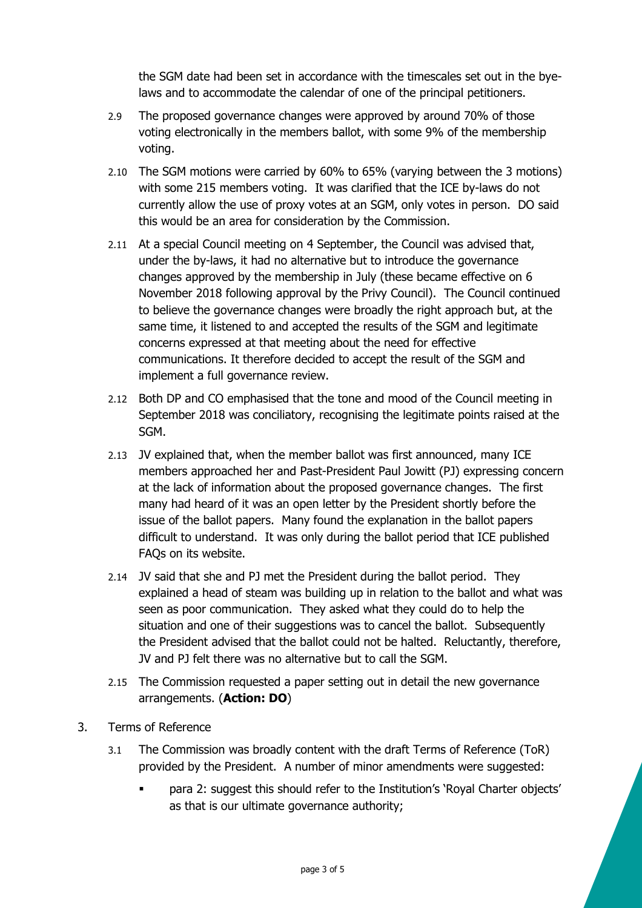the SGM date had been set in accordance with the timescales set out in the bye-laws and to accommodate the calendar of one of the principal petitioners.

2.9 The proposed governance changes were approved by around 70% of those voting electronically in the members ballot, with some 9% of the membership voting.

2.10 The SGM motions were carried by 60% to 65% (varying between the 3 motions) with some 215 members voting. It was clarified that the ICE by-laws do not currently allow the use of proxy votes at an SGM, only votes in person. DO said this would be an area for consideration by the Commission.

2.11 At a special Council meeting on 4 September, the Council was advised that, under the by-laws, it had no alternative but to introduce the governance changes approved by the membership in July (these became effective on 6 November 2018 following approval by the Privy Council). The Council continued to believe the governance changes were broadly the right approach but, at the same time, it listened to and accepted the results of the SGM and legitimate concerns expressed at that meeting about the need for effective communications. It therefore decided to accept the result of the SGM and implement a full governance review.

2.12 Both DP and CO emphasised that the tone and mood of the Council meeting in September 2018 was conciliatory, recognising the legitimate points raised at the SGM.

2.13 JV explained that, when the member ballot was first announced, many ICE members approached her and Past-President Paul Jowitt (PJ) expressing concern at the lack of information about the proposed governance changes. The first many had heard of it was an open letter by the President shortly before the issue of the ballot papers. Many found the explanation in the ballot papers difficult to understand. It was only during the ballot period that ICE published FAQs on its website.

2.14 JV said that she and PJ met the President during the ballot period. They explained a head of steam was building up in relation to the ballot and what was seen as poor communication. They asked what they could do to help the situation and one of their suggestions was to cancel the ballot. Subsequently the President advised that the ballot could not be halted. Reluctantly, therefore, JV and PJ felt there was no alternative but to call the SGM.

2.15 The Commission requested a paper setting out in detail the new governance arrangements. (**Action: DO**)

3. Terms of Reference

3.1 The Commission was broadly content with the draft Terms of Reference (ToR) provided by the President. A number of minor amendments were suggested:

- para 2: suggest this should refer to the Institution's 'Royal Charter objects' as that is our ultimate governance authority;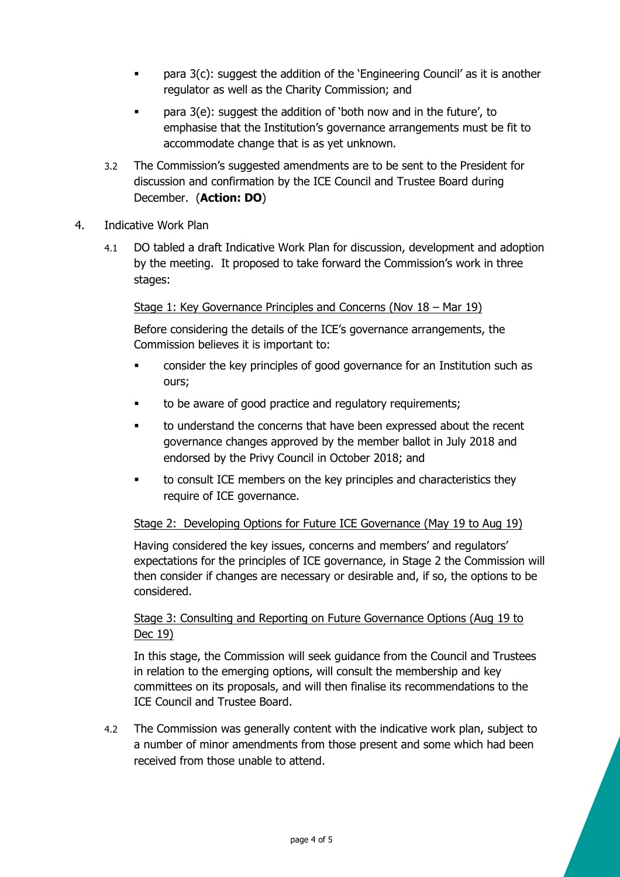- para 3(c): suggest the addition of the 'Engineering Council' as it is another regulator as well as the Charity Commission; and
- para 3(e): suggest the addition of 'both now and in the future', to emphasise that the Institution's governance arrangements must be fit to accommodate change that is as yet unknown.

3.2 The Commission's suggested amendments are to be sent to the President for discussion and confirmation by the ICE Council and Trustee Board during December. (**Action: DO**)

4. Indicative Work Plan

4.1 DO tabled a draft Indicative Work Plan for discussion, development and adoption by the meeting. It proposed to take forward the Commission's work in three stages:

<u>Stage 1: Key Governance Principles and Concerns (Nov 18 – Mar 19)</u>

Before considering the details of the ICE's governance arrangements, the Commission believes it is important to:

- consider the key principles of good governance for an Institution such as ours;
- to be aware of good practice and regulatory requirements;
- to understand the concerns that have been expressed about the recent governance changes approved by the member ballot in July 2018 and endorsed by the Privy Council in October 2018; and
- to consult ICE members on the key principles and characteristics they require of ICE governance.

<u>Stage 2: Developing Options for Future ICE Governance (May 19 to Aug 19)</u>

Having considered the key issues, concerns and members' and regulators' expectations for the principles of ICE governance, in Stage 2 the Commission will then consider if changes are necessary or desirable and, if so, the options to be considered.

<u>Stage 3: Consulting and Reporting on Future Governance Options (Aug 19 to Dec 19)</u>

In this stage, the Commission will seek guidance from the Council and Trustees in relation to the emerging options, will consult the membership and key committees on its proposals, and will then finalise its recommendations to the ICE Council and Trustee Board.

4.2 The Commission was generally content with the indicative work plan, subject to a number of minor amendments from those present and some which had been received from those unable to attend.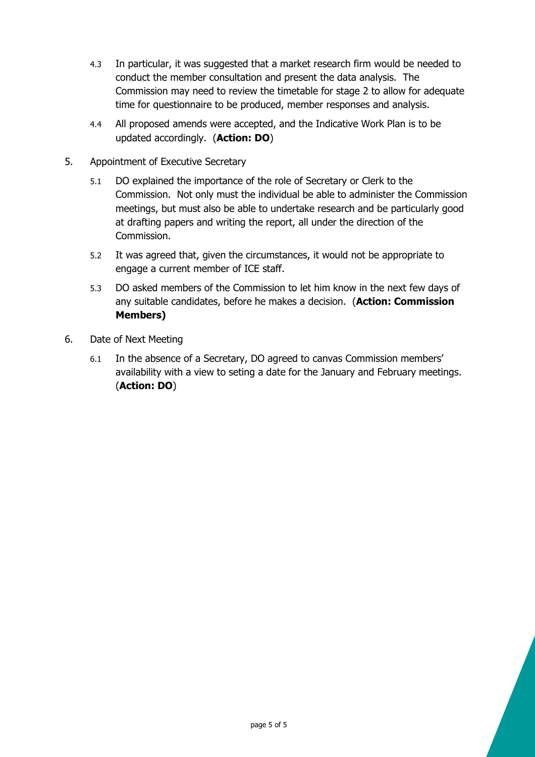4.3 In particular, it was suggested that a market research firm would be needed to conduct the member consultation and present the data analysis. The Commission may need to review the timetable for stage 2 to allow for adequate time for questionnaire to be produced, member responses and analysis.

4.4 All proposed amends were accepted, and the Indicative Work Plan is to be updated accordingly. (**Action: DO**)

5. Appointment of Executive Secretary

5.1 DO explained the importance of the role of Secretary or Clerk to the Commission. Not only must the individual be able to administer the Commission meetings, but must also be able to undertake research and be particularly good at drafting papers and writing the report, all under the direction of the Commission.

5.2 It was agreed that, given the circumstances, it would not be appropriate to engage a current member of ICE staff.

5.3 DO asked members of the Commission to let him know in the next few days of any suitable candidates, before he makes a decision. (**Action: Commission Members)**

6. Date of Next Meeting

6.1 In the absence of a Secretary, DO agreed to canvas Commission members' availability with a view to seting a date for the January and February meetings. (**Action: DO**)